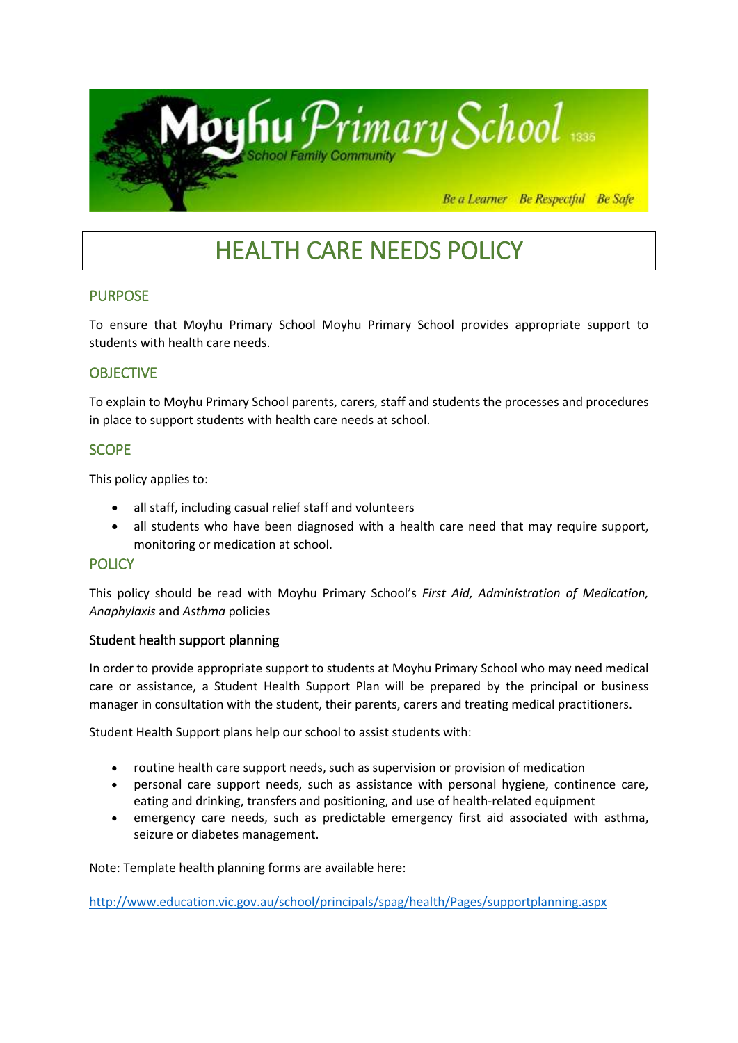# HEALTH CARE NEEDS POLICY

## PURPOSE

To ensure that Moyhu Primary School Moyhu Primary School provides appropriate support to students with health care needs.

## OBJECTIVE

To explain to Moyhu Primary School parents, carers, staff and students the processes and procedures in place to support students with health care needs at school.

## SCOPE

This policy applies to:

- all staff, including casual relief staff and volunteers
- all students who have been diagnosed with a health care need that may require support, monitoring or medication at school.

## POLICY

This policy should be read with Moyhu Primary School's *First Aid, Administration of Medication, Anaphylaxis* and *Asthma* policies

### Student health support planning

In order to provide appropriate support to students at Moyhu Primary School who may need medical care or assistance, a Student Health Support Plan will be prepared by the principal or business manager in consultation with the student, their parents, carers and treating medical practitioners.

Student Health Support plans help our school to assist students with:

- routine health care support needs, such as supervision or provision of medication
- personal care support needs, such as assistance with personal hygiene, continence care, eating and drinking, transfers and positioning, and use of health-related equipment
- emergency care needs, such as predictable emergency first aid associated with asthma, seizure or diabetes management.

Note: Template health planning forms are available here:

http://www.education.vic.gov.au/school/principals/spag/health/Pages/supportplanning.aspx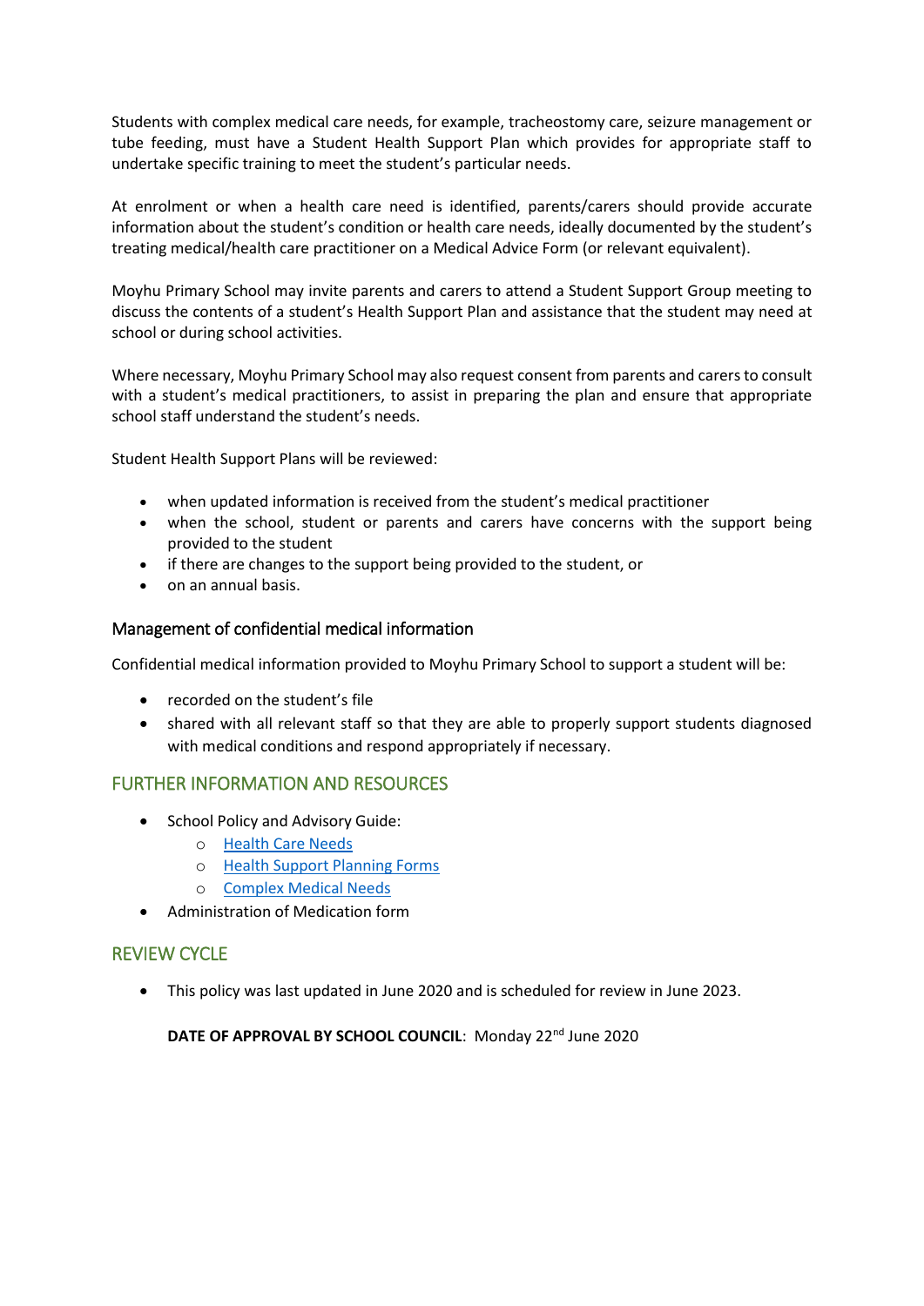Students with complex medical care needs, for example, tracheostomy care, seizure management or tube feeding, must have a Student Health Support Plan which provides for appropriate staff to undertake specific training to meet the student's particular needs.

At enrolment or when a health care need is identified, parents/carers should provide accurate information about the student's condition or health care needs, ideally documented by the student's treating medical/health care practitioner on a Medical Advice Form (or relevant equivalent).

Moyhu Primary School may invite parents and carers to attend a Student Support Group meeting to discuss the contents of a student's Health Support Plan and assistance that the student may need at school or during school activities.

Where necessary, Moyhu Primary School may also request consent from parents and carers to consult with a student's medical practitioners, to assist in preparing the plan and ensure that appropriate school staff understand the student's needs.

Student Health Support Plans will be reviewed:

- when updated information is received from the student's medical practitioner
- when the school, student or parents and carers have concerns with the support being provided to the student
- if there are changes to the support being provided to the student, or
- on an annual basis.

### Management of confidential medical information

Confidential medical information provided to Moyhu Primary School to support a student will be:

- recorded on the student's file
- shared with all relevant staff so that they are able to properly support students diagnosed with medical conditions and respond appropriately if necessary.

## FURTHER INFORMATION AND RESOURCES

- School Policy and Advisory Guide:
  - Health Care Needs
  - Health Support Planning Forms
  - Complex Medical Needs
- Administration of Medication form

## REVIEW CYCLE

- This policy was last updated in June 2020 and is scheduled for review in June 2023.

**DATE OF APPROVAL BY SCHOOL COUNCIL**: Monday 22nd June 2020